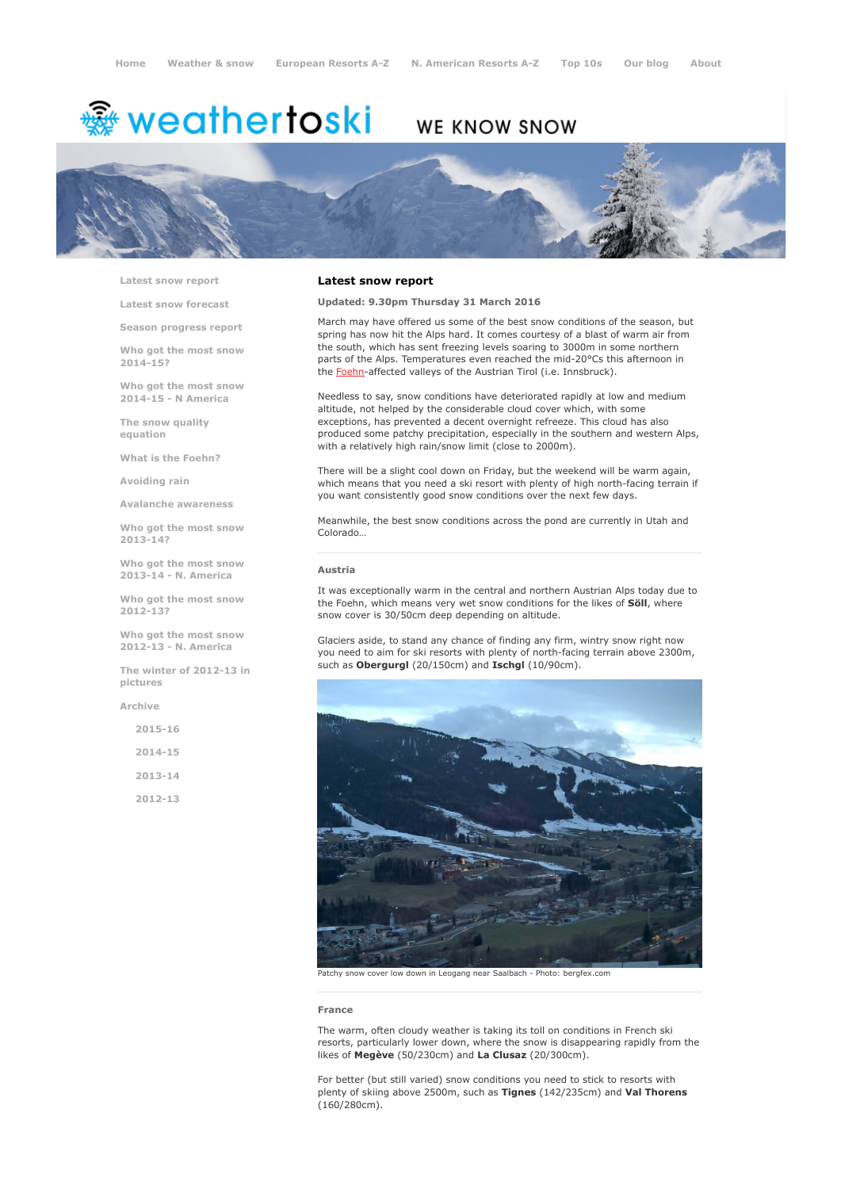Home Weather & snow European Resorts A-Z N. American Resorts A-Z Top 10s Our blog About

weathertoski WE KNOW SNOW

- Latest snow report
- Latest snow forecast
- Season progress report
- Who got the most snow 2014-15?
- Who got the most snow 2014-15 - N America
- The snow quality equation
- What is the Foehn?
- Avoiding rain
- Avalanche awareness
- Who got the most snow 2013-14?
- Who got the most snow 2013-14 - N. America
- Who got the most snow 2012-13?
- Who got the most snow 2012-13 - N. America
- The winter of 2012-13 in pictures
- Archive
  - 2015-16
  - 2014-15
  - 2013-14
  - 2012-13

## Latest snow report

**Updated: 9.30pm Thursday 31 March 2016**

March may have offered us some of the best snow conditions of the season, but spring has now hit the Alps hard. It comes courtesy of a blast of warm air from the south, which has sent freezing levels soaring to 3000m in some northern parts of the Alps. Temperatures even reached the mid-20°Cs this afternoon in the Foehn-affected valleys of the Austrian Tirol (i.e. Innsbruck).

Needless to say, snow conditions have deteriorated rapidly at low and medium altitude, not helped by the considerable cloud cover which, with some exceptions, has prevented a decent overnight refreeze. This cloud has also produced some patchy precipitation, especially in the southern and western Alps, with a relatively high rain/snow limit (close to 2000m).

There will be a slight cool down on Friday, but the weekend will be warm again, which means that you need a ski resort with plenty of high north-facing terrain if you want consistently good snow conditions over the next few days.

Meanwhile, the best snow conditions across the pond are currently in Utah and Colorado…

### Austria

It was exceptionally warm in the central and northern Austrian Alps today due to the Foehn, which means very wet snow conditions for the likes of **Söll**, where snow cover is 30/50cm deep depending on altitude.

Glaciers aside, to stand any chance of finding any firm, wintry snow right now you need to aim for ski resorts with plenty of north-facing terrain above 2300m, such as **Obergurgl** (20/150cm) and **Ischgl** (10/90cm).

Patchy snow cover low down in Leogang near Saalbach - Photo: bergfex.com

### France

The warm, often cloudy weather is taking its toll on conditions in French ski resorts, particularly lower down, where the snow is disappearing rapidly from the likes of **Megève** (50/230cm) and **La Clusaz** (20/300cm).

For better (but still varied) snow conditions you need to stick to resorts with plenty of skiing above 2500m, such as **Tignes** (142/235cm) and **Val Thorens** (160/280cm).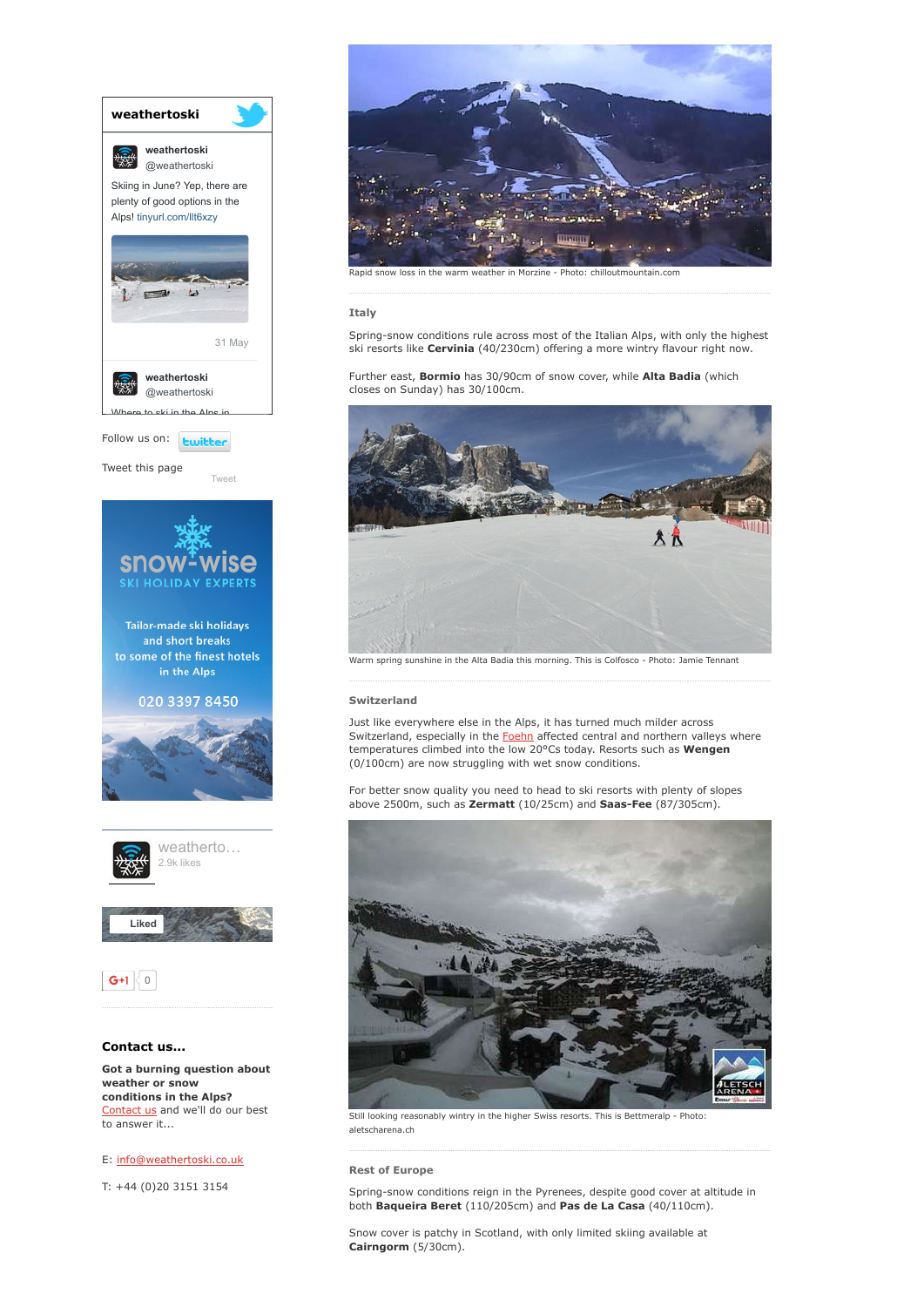Rapid snow loss in the warm weather in Morzine - Photo: chilloutmountain.com

### Italy

Spring-snow conditions rule across most of the Italian Alps, with only the highest ski resorts like **Cervinia** (40/230cm) offering a more wintry flavour right now.

Further east, **Bormio** has 30/90cm of snow cover, while **Alta Badia** (which closes on Sunday) has 30/100cm.

Warm spring sunshine in the Alta Badia this morning. This is Colfosco - Photo: Jamie Tennant

### Switzerland

Just like everywhere else in the Alps, it has turned much milder across Switzerland, especially in the Foehn affected central and northern valleys where temperatures climbed into the low 20°Cs today. Resorts such as **Wengen** (0/100cm) are now struggling with wet snow conditions.

For better snow quality you need to head to ski resorts with plenty of slopes above 2500m, such as **Zermatt** (10/25cm) and **Saas-Fee** (87/305cm).

Still looking reasonably wintry in the higher Swiss resorts. This is Bettmeralp - Photo: aletscharena.ch

### Rest of Europe

Spring-snow conditions reign in the Pyrenees, despite good cover at altitude in both **Baqueira Beret** (110/205cm) and **Pas de La Casa** (40/110cm).

Snow cover is patchy in Scotland, with only limited skiing available at **Cairngorm** (5/30cm).

**weathertoski**

weathertoski
@weathertoski

Skiing in June? Yep, there are plenty of good options in the Alps! tinyurl.com/llt6xzy

31 May

weathertoski
@weathertoski

Where to ski in the Alps in

Follow us on: twitter

Tweet this page

Tweet

snow-wise
SKI HOLIDAY EXPERTS

Tailor-made ski holidays and short breaks to some of the finest hotels in the Alps

020 3397 8450

weatherto...
2.9k likes

Liked

G+1 0

### Contact us...

**Got a burning question about weather or snow conditions in the Alps?**
Contact us and we'll do our best to answer it...

E: info@weathertoski.co.uk

T: +44 (0)20 3151 3154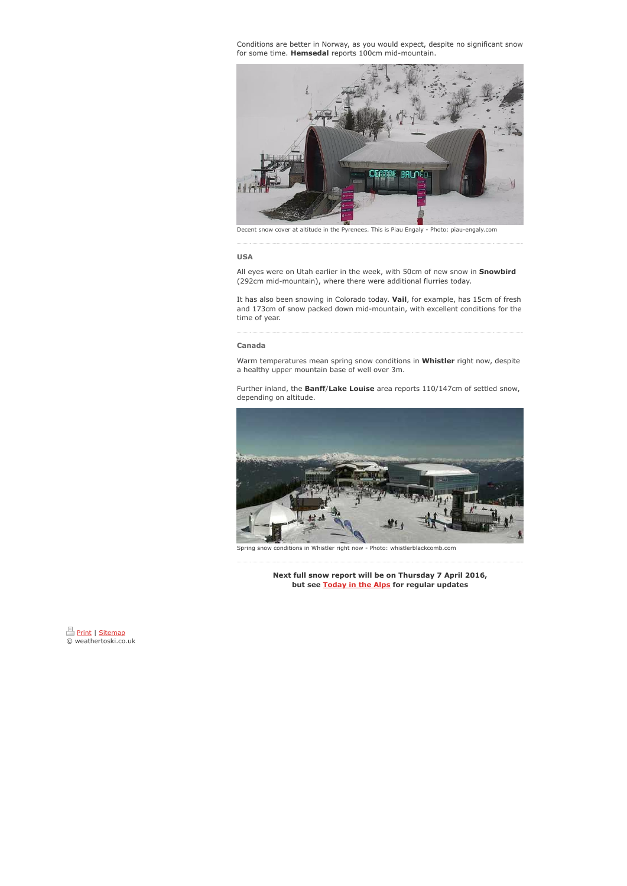Conditions are better in Norway, as you would expect, despite no significant snow for some time. **Hemsedal** reports 100cm mid-mountain.

Decent snow cover at altitude in the Pyrenees. This is Piau Engaly - Photo: piau-engaly.com

### USA

All eyes were on Utah earlier in the week, with 50cm of new snow in **Snowbird** (292cm mid-mountain), where there were additional flurries today.

It has also been snowing in Colorado today. **Vail**, for example, has 15cm of fresh and 173cm of snow packed down mid-mountain, with excellent conditions for the time of year.

### Canada

Warm temperatures mean spring snow conditions in **Whistler** right now, despite a healthy upper mountain base of well over 3m.

Further inland, the **Banff**/**Lake Louise** area reports 110/147cm of settled snow, depending on altitude.

Spring snow conditions in Whistler right now - Photo: whistlerblackcomb.com

**Next full snow report will be on Thursday 7 April 2016, but see Today in the Alps for regular updates**

Print | Sitemap
© weathertoski.co.uk